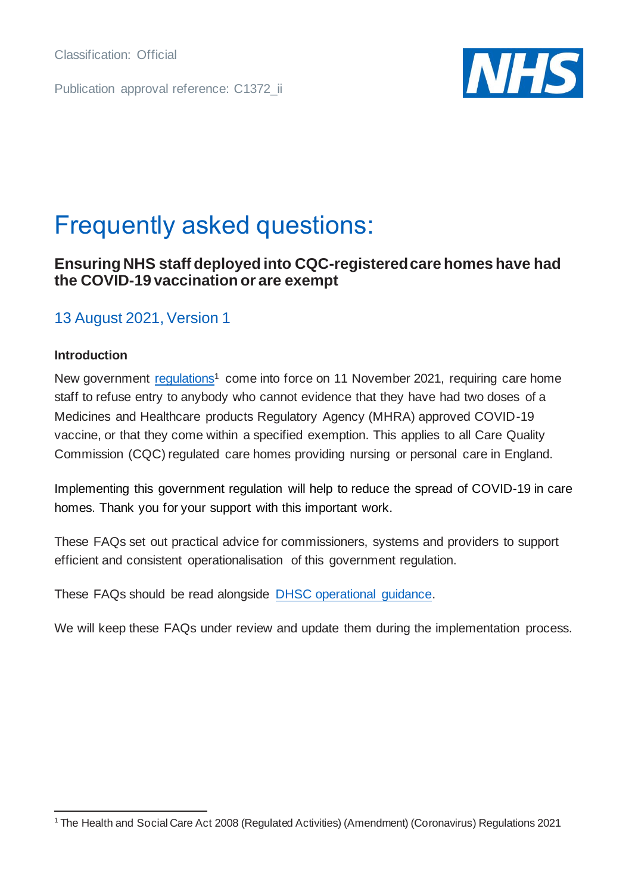Classification: Official

Publication approval reference: C1372_ii

# Frequently asked questions:

## Ensuring NHS staff deployed into CQC-registered care homes have had the COVID-19 vaccination or are exempt

### 13 August 2021, Version 1

**Introduction**

New government regulations[1] come into force on 11 November 2021, requiring care home staff to refuse entry to anybody who cannot evidence that they have had two doses of a Medicines and Healthcare products Regulatory Agency (MHRA) approved COVID-19 vaccine, or that they come within a specified exemption. This applies to all Care Quality Commission (CQC) regulated care homes providing nursing or personal care in England.

Implementing this government regulation will help to reduce the spread of COVID-19 in care homes. Thank you for your support with this important work.

These FAQs set out practical advice for commissioners, systems and providers to support efficient and consistent operationalisation of this government regulation.

These FAQs should be read alongside DHSC operational guidance.

We will keep these FAQs under review and update them during the implementation process.

[1] The Health and Social Care Act 2008 (Regulated Activities) (Amendment) (Coronavirus) Regulations 2021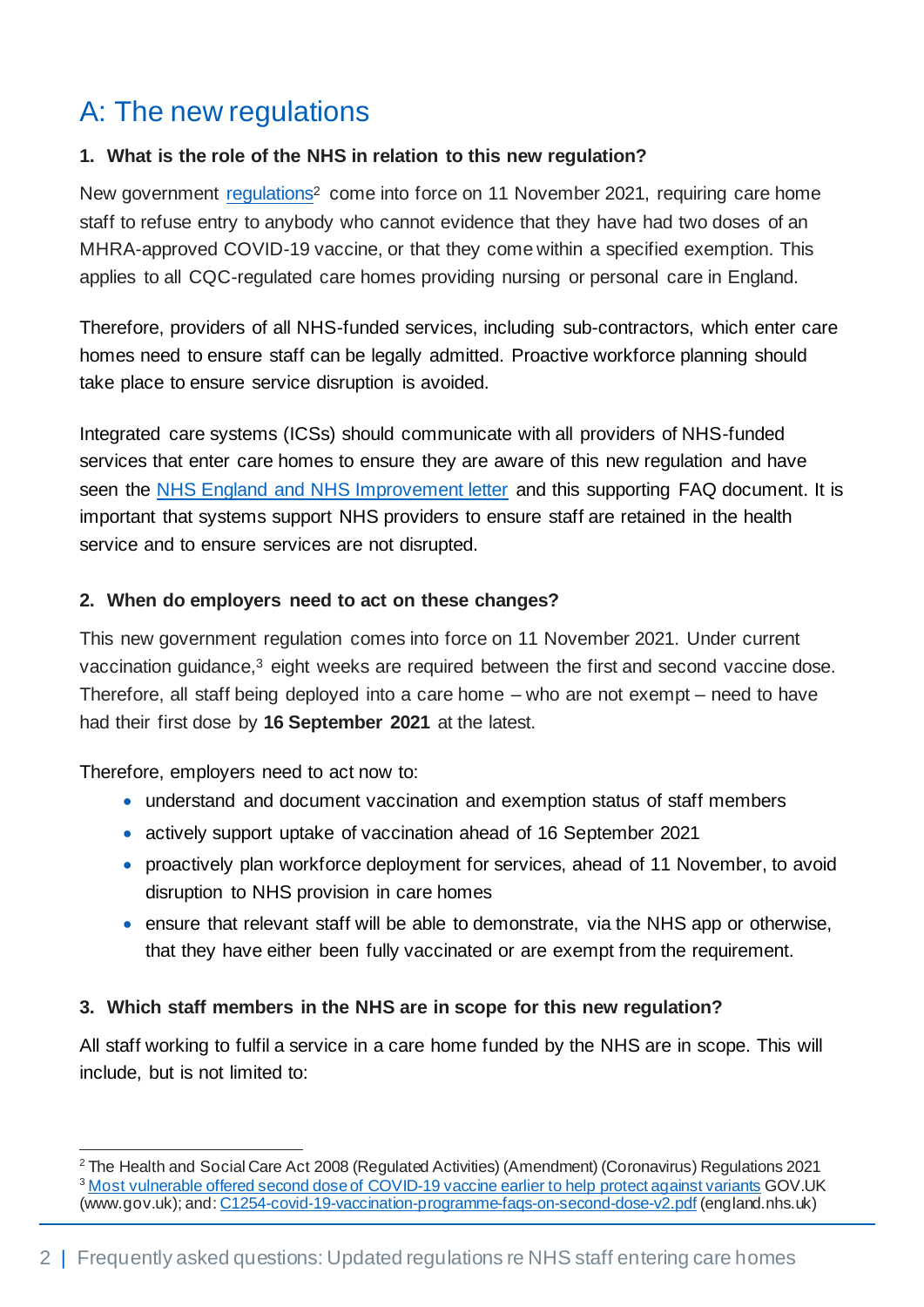## A: The new regulations

### 1. What is the role of the NHS in relation to this new regulation?

New government regulations[2] come into force on 11 November 2021, requiring care home staff to refuse entry to anybody who cannot evidence that they have had two doses of an MHRA-approved COVID-19 vaccine, or that they come within a specified exemption. This applies to all CQC-regulated care homes providing nursing or personal care in England.

Therefore, providers of all NHS-funded services, including sub-contractors, which enter care homes need to ensure staff can be legally admitted. Proactive workforce planning should take place to ensure service disruption is avoided.

Integrated care systems (ICSs) should communicate with all providers of NHS-funded services that enter care homes to ensure they are aware of this new regulation and have seen the NHS England and NHS Improvement letter and this supporting FAQ document. It is important that systems support NHS providers to ensure staff are retained in the health service and to ensure services are not disrupted.

### 2. When do employers need to act on these changes?

This new government regulation comes into force on 11 November 2021. Under current vaccination guidance,[3] eight weeks are required between the first and second vaccine dose. Therefore, all staff being deployed into a care home – who are not exempt – need to have had their first dose by **16 September 2021** at the latest.

Therefore, employers need to act now to:

- understand and document vaccination and exemption status of staff members
- actively support uptake of vaccination ahead of 16 September 2021
- proactively plan workforce deployment for services, ahead of 11 November, to avoid disruption to NHS provision in care homes
- ensure that relevant staff will be able to demonstrate, via the NHS app or otherwise, that they have either been fully vaccinated or are exempt from the requirement.

### 3. Which staff members in the NHS are in scope for this new regulation?

All staff working to fulfil a service in a care home funded by the NHS are in scope. This will include, but is not limited to:

---

[2] The Health and Social Care Act 2008 (Regulated Activities) (Amendment) (Coronavirus) Regulations 2021

[3] Most vulnerable offered second dose of COVID-19 vaccine earlier to help protect against variants GOV.UK (www.gov.uk); and: C1254-covid-19-vaccination-programme-faqs-on-second-dose-v2.pdf (england.nhs.uk)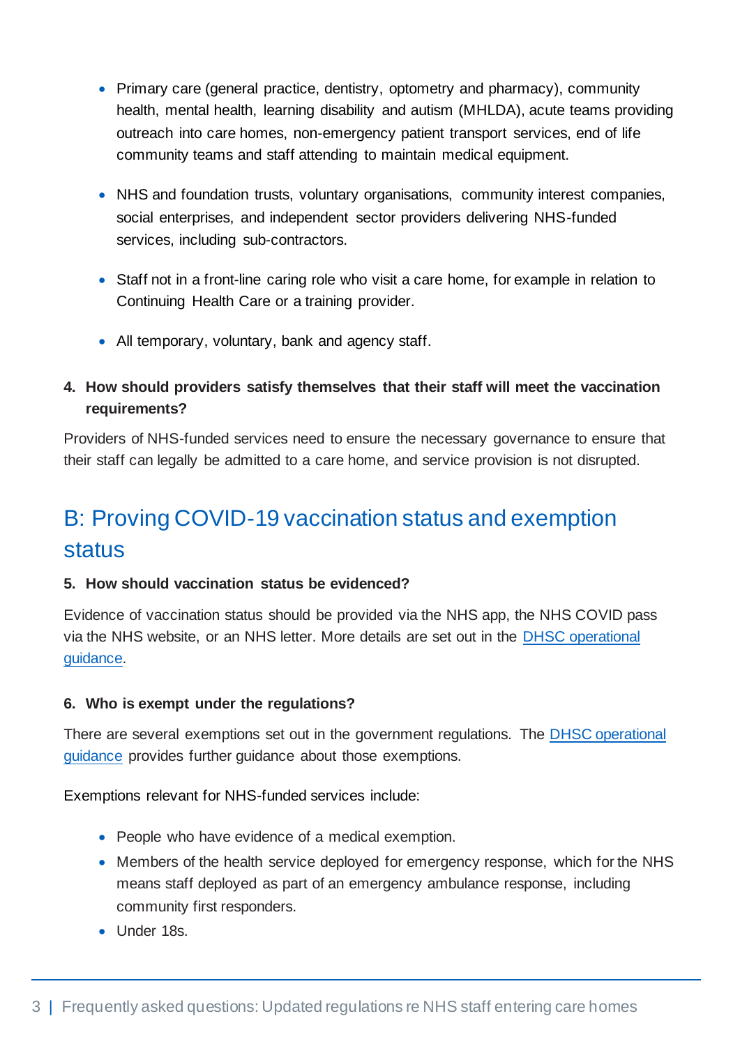- Primary care (general practice, dentistry, optometry and pharmacy), community health, mental health, learning disability and autism (MHLDA), acute teams providing outreach into care homes, non-emergency patient transport services, end of life community teams and staff attending to maintain medical equipment.

- NHS and foundation trusts, voluntary organisations, community interest companies, social enterprises, and independent sector providers delivering NHS-funded services, including sub-contractors.

- Staff not in a front-line caring role who visit a care home, for example in relation to Continuing Health Care or a training provider.

- All temporary, voluntary, bank and agency staff.

### 4. How should providers satisfy themselves that their staff will meet the vaccination requirements?

Providers of NHS-funded services need to ensure the necessary governance to ensure that their staff can legally be admitted to a care home, and service provision is not disrupted.

## B: Proving COVID-19 vaccination status and exemption status

### 5. How should vaccination status be evidenced?

Evidence of vaccination status should be provided via the NHS app, the NHS COVID pass via the NHS website, or an NHS letter. More details are set out in the DHSC operational guidance.

### 6. Who is exempt under the regulations?

There are several exemptions set out in the government regulations. The DHSC operational guidance provides further guidance about those exemptions.

Exemptions relevant for NHS-funded services include:

- People who have evidence of a medical exemption.
- Members of the health service deployed for emergency response, which for the NHS means staff deployed as part of an emergency ambulance response, including community first responders.
- Under 18s.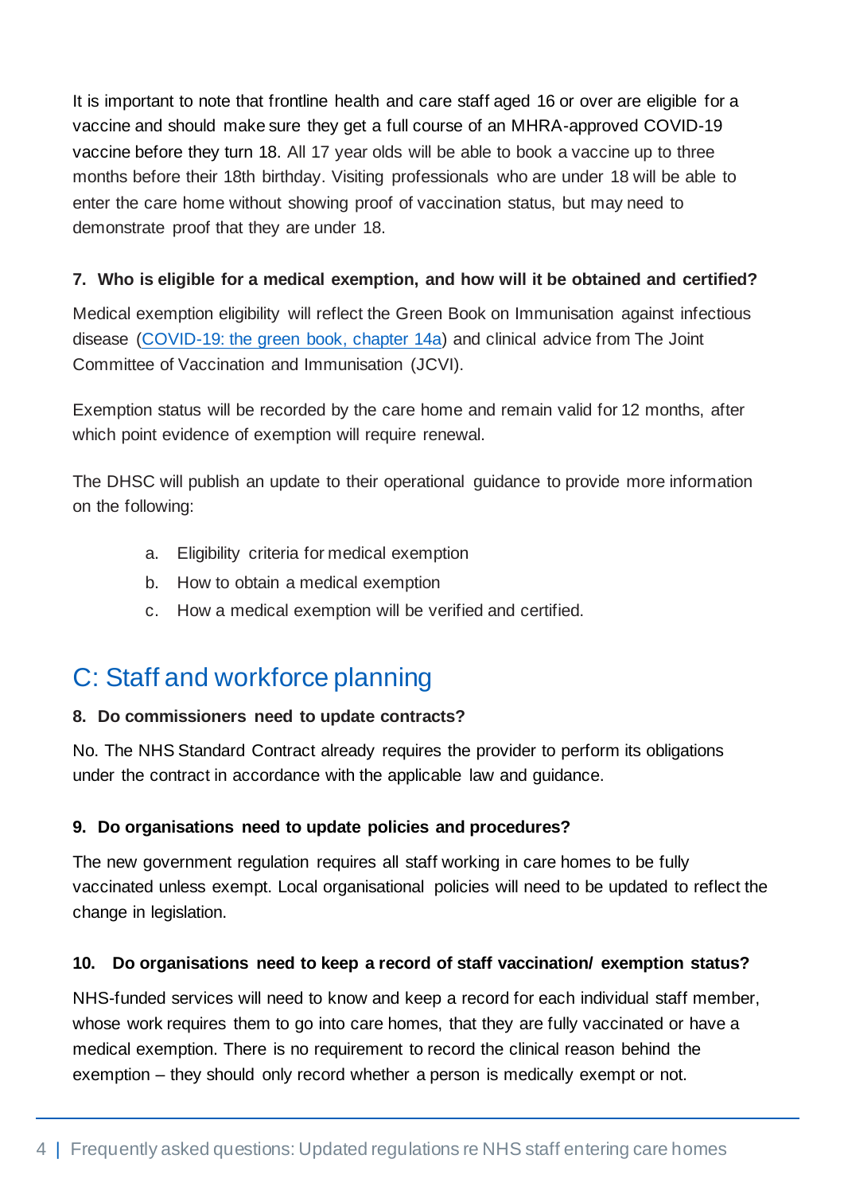It is important to note that frontline health and care staff aged 16 or over are eligible for a vaccine and should make sure they get a full course of an MHRA-approved COVID-19 vaccine before they turn 18. All 17 year olds will be able to book a vaccine up to three months before their 18th birthday. Visiting professionals who are under 18 will be able to enter the care home without showing proof of vaccination status, but may need to demonstrate proof that they are under 18.

**7. Who is eligible for a medical exemption, and how will it be obtained and certified?**

Medical exemption eligibility will reflect the Green Book on Immunisation against infectious disease ([COVID-19: the green book, chapter 14a]) and clinical advice from The Joint Committee of Vaccination and Immunisation (JCVI).

Exemption status will be recorded by the care home and remain valid for 12 months, after which point evidence of exemption will require renewal.

The DHSC will publish an update to their operational guidance to provide more information on the following:

a. Eligibility criteria for medical exemption
b. How to obtain a medical exemption
c. How a medical exemption will be verified and certified.

## C: Staff and workforce planning

**8. Do commissioners need to update contracts?**

No. The NHS Standard Contract already requires the provider to perform its obligations under the contract in accordance with the applicable law and guidance.

**9. Do organisations need to update policies and procedures?**

The new government regulation requires all staff working in care homes to be fully vaccinated unless exempt. Local organisational policies will need to be updated to reflect the change in legislation.

**10. Do organisations need to keep a record of staff vaccination/ exemption status?**

NHS-funded services will need to know and keep a record for each individual staff member, whose work requires them to go into care homes, that they are fully vaccinated or have a medical exemption. There is no requirement to record the clinical reason behind the exemption – they should only record whether a person is medically exempt or not.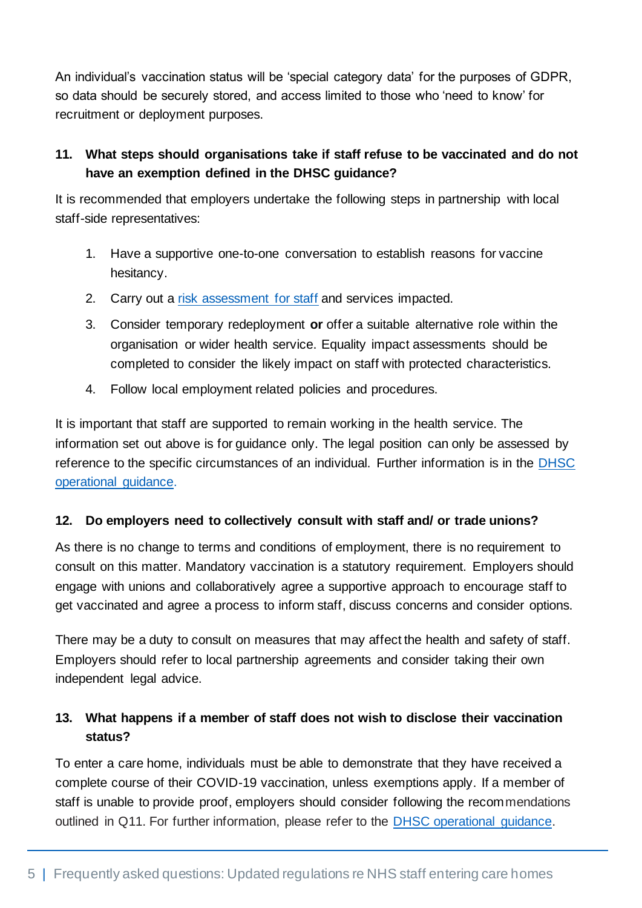An individual's vaccination status will be 'special category data' for the purposes of GDPR, so data should be securely stored, and access limited to those who 'need to know' for recruitment or deployment purposes.

### 11. What steps should organisations take if staff refuse to be vaccinated and do not have an exemption defined in the DHSC guidance?

It is recommended that employers undertake the following steps in partnership with local staff-side representatives:

1. Have a supportive one-to-one conversation to establish reasons for vaccine hesitancy.
2. Carry out a risk assessment for staff and services impacted.
3. Consider temporary redeployment **or** offer a suitable alternative role within the organisation or wider health service. Equality impact assessments should be completed to consider the likely impact on staff with protected characteristics.
4. Follow local employment related policies and procedures.

It is important that staff are supported to remain working in the health service. The information set out above is for guidance only. The legal position can only be assessed by reference to the specific circumstances of an individual. Further information is in the DHSC operational guidance.

### 12. Do employers need to collectively consult with staff and/ or trade unions?

As there is no change to terms and conditions of employment, there is no requirement to consult on this matter. Mandatory vaccination is a statutory requirement. Employers should engage with unions and collaboratively agree a supportive approach to encourage staff to get vaccinated and agree a process to inform staff, discuss concerns and consider options.

There may be a duty to consult on measures that may affect the health and safety of staff. Employers should refer to local partnership agreements and consider taking their own independent legal advice.

### 13. What happens if a member of staff does not wish to disclose their vaccination status?

To enter a care home, individuals must be able to demonstrate that they have received a complete course of their COVID-19 vaccination, unless exemptions apply. If a member of staff is unable to provide proof, employers should consider following the recommendations outlined in Q11. For further information, please refer to the DHSC operational guidance.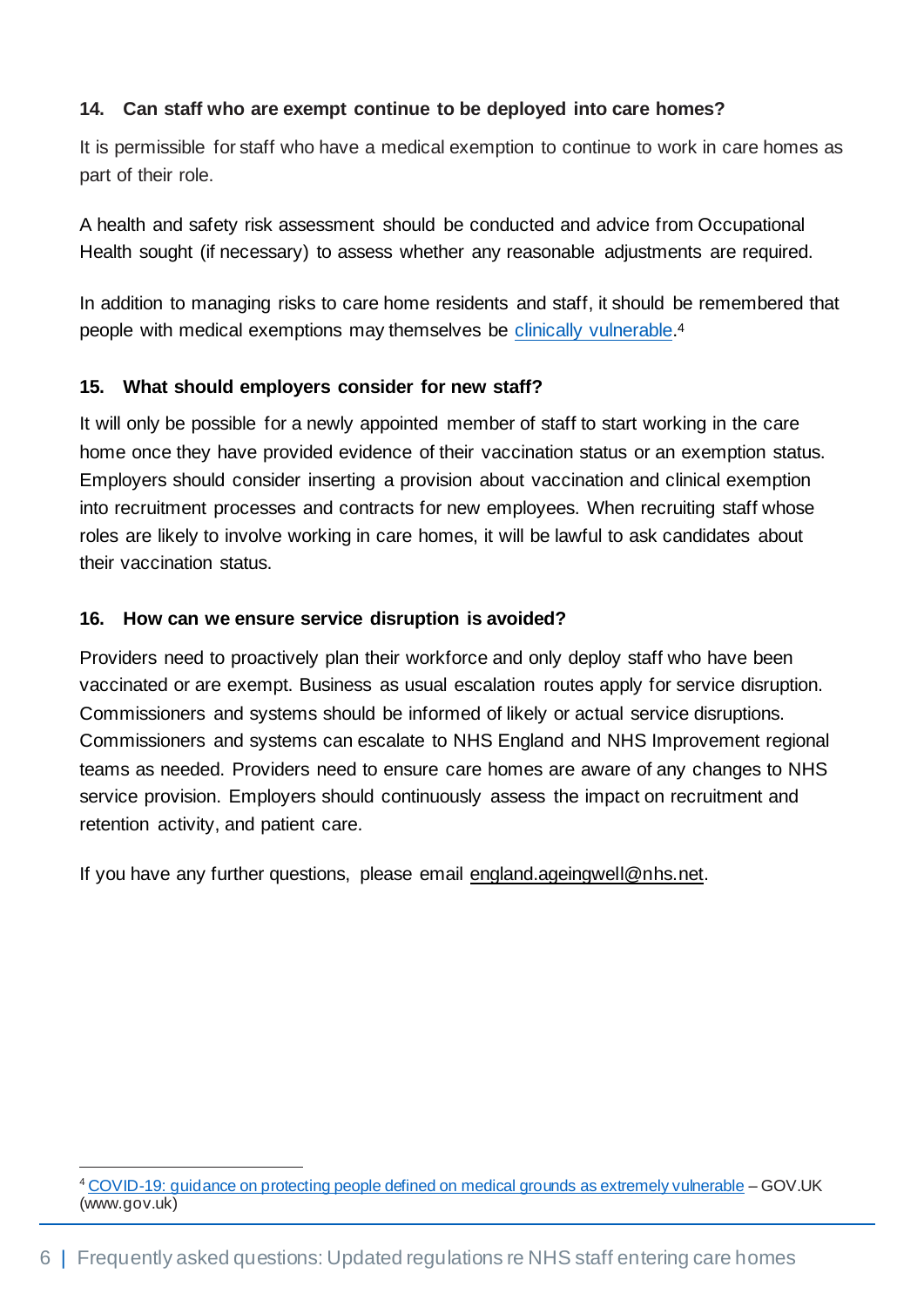### 14. Can staff who are exempt continue to be deployed into care homes?

It is permissible for staff who have a medical exemption to continue to work in care homes as part of their role.

A health and safety risk assessment should be conducted and advice from Occupational Health sought (if necessary) to assess whether any reasonable adjustments are required.

In addition to managing risks to care home residents and staff, it should be remembered that people with medical exemptions may themselves be clinically vulnerable.[4]

### 15. What should employers consider for new staff?

It will only be possible for a newly appointed member of staff to start working in the care home once they have provided evidence of their vaccination status or an exemption status. Employers should consider inserting a provision about vaccination and clinical exemption into recruitment processes and contracts for new employees. When recruiting staff whose roles are likely to involve working in care homes, it will be lawful to ask candidates about their vaccination status.

### 16. How can we ensure service disruption is avoided?

Providers need to proactively plan their workforce and only deploy staff who have been vaccinated or are exempt. Business as usual escalation routes apply for service disruption. Commissioners and systems should be informed of likely or actual service disruptions. Commissioners and systems can escalate to NHS England and NHS Improvement regional teams as needed. Providers need to ensure care homes are aware of any changes to NHS service provision. Employers should continuously assess the impact on recruitment and retention activity, and patient care.

If you have any further questions, please email england.ageingwell@nhs.net.

---

[4] COVID-19: guidance on protecting people defined on medical grounds as extremely vulnerable – GOV.UK (www.gov.uk)